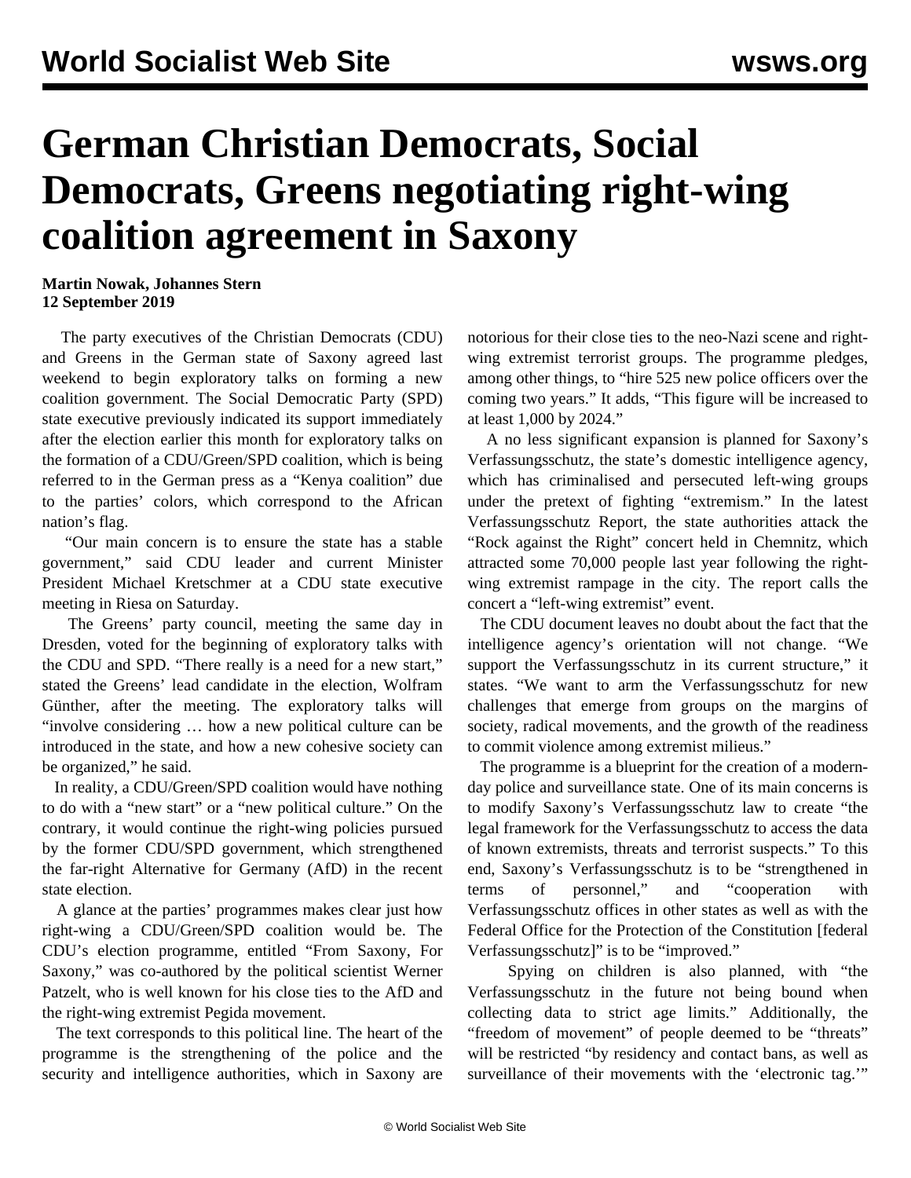# German Christian Democrats, Social Democrats, Greens negotiating right-wing coalition agreement in Saxony

**Martin Nowak, Johannes Stern**
**12 September 2019**

The party executives of the Christian Democrats (CDU) and Greens in the German state of Saxony agreed last weekend to begin exploratory talks on forming a new coalition government. The Social Democratic Party (SPD) state executive previously indicated its support immediately after the election earlier this month for exploratory talks on the formation of a CDU/Green/SPD coalition, which is being referred to in the German press as a "Kenya coalition" due to the parties' colors, which correspond to the African nation's flag.

"Our main concern is to ensure the state has a stable government," said CDU leader and current Minister President Michael Kretschmer at a CDU state executive meeting in Riesa on Saturday.

The Greens' party council, meeting the same day in Dresden, voted for the beginning of exploratory talks with the CDU and SPD. "There really is a need for a new start," stated the Greens' lead candidate in the election, Wolfram Günther, after the meeting. The exploratory talks will "involve considering … how a new political culture can be introduced in the state, and how a new cohesive society can be organized," he said.

In reality, a CDU/Green/SPD coalition would have nothing to do with a "new start" or a "new political culture." On the contrary, it would continue the right-wing policies pursued by the former CDU/SPD government, which strengthened the far-right Alternative for Germany (AfD) in the recent state election.

A glance at the parties' programmes makes clear just how right-wing a CDU/Green/SPD coalition would be. The CDU's election programme, entitled "From Saxony, For Saxony," was co-authored by the political scientist Werner Patzelt, who is well known for his close ties to the AfD and the right-wing extremist Pegida movement.

The text corresponds to this political line. The heart of the programme is the strengthening of the police and the security and intelligence authorities, which in Saxony are notorious for their close ties to the neo-Nazi scene and right-wing extremist terrorist groups. The programme pledges, among other things, to "hire 525 new police officers over the coming two years." It adds, "This figure will be increased to at least 1,000 by 2024."

A no less significant expansion is planned for Saxony's Verfassungsschutz, the state's domestic intelligence agency, which has criminalised and persecuted left-wing groups under the pretext of fighting "extremism." In the latest Verfassungsschutz Report, the state authorities attack the "Rock against the Right" concert held in Chemnitz, which attracted some 70,000 people last year following the right-wing extremist rampage in the city. The report calls the concert a "left-wing extremist" event.

The CDU document leaves no doubt about the fact that the intelligence agency's orientation will not change. "We support the Verfassungsschutz in its current structure," it states. "We want to arm the Verfassungsschutz for new challenges that emerge from groups on the margins of society, radical movements, and the growth of the readiness to commit violence among extremist milieus."

The programme is a blueprint for the creation of a modern-day police and surveillance state. One of its main concerns is to modify Saxony's Verfassungsschutz law to create "the legal framework for the Verfassungsschutz to access the data of known extremists, threats and terrorist suspects." To this end, Saxony's Verfassungsschutz is to be "strengthened in terms of personnel," and "cooperation with Verfassungsschutz offices in other states as well as with the Federal Office for the Protection of the Constitution [federal Verfassungsschutz]" is to be "improved."

Spying on children is also planned, with "the Verfassungsschutz in the future not being bound when collecting data to strict age limits." Additionally, the "freedom of movement" of people deemed to be "threats" will be restricted "by residency and contact bans, as well as surveillance of their movements with the 'electronic tag.'"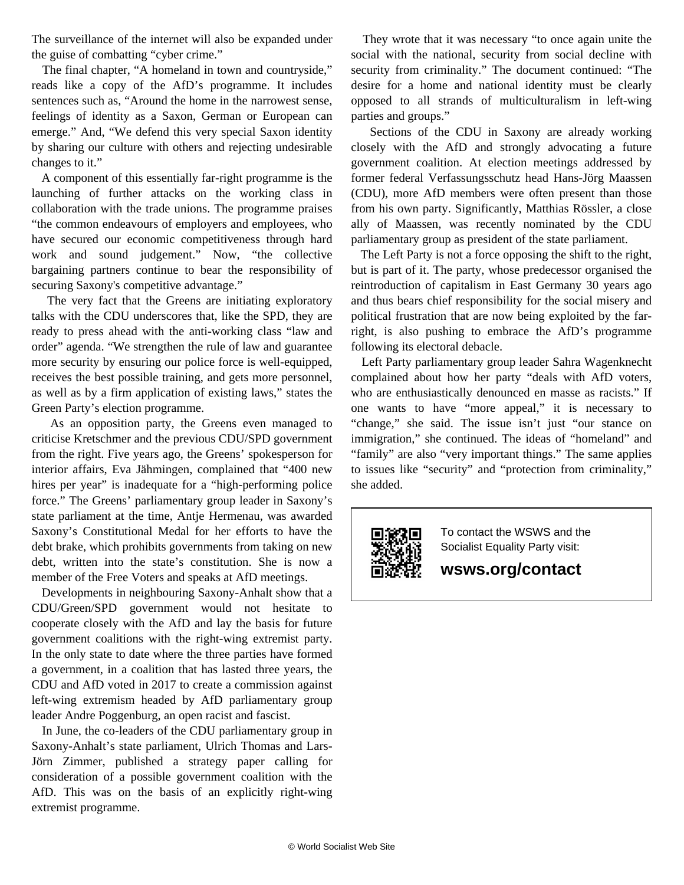The surveillance of the internet will also be expanded under the guise of combatting "cyber crime."

The final chapter, "A homeland in town and countryside," reads like a copy of the AfD's programme. It includes sentences such as, "Around the home in the narrowest sense, feelings of identity as a Saxon, German or European can emerge." And, "We defend this very special Saxon identity by sharing our culture with others and rejecting undesirable changes to it."

A component of this essentially far-right programme is the launching of further attacks on the working class in collaboration with the trade unions. The programme praises "the common endeavours of employers and employees, who have secured our economic competitiveness through hard work and sound judgement." Now, "the collective bargaining partners continue to bear the responsibility of securing Saxony's competitive advantage."

The very fact that the Greens are initiating exploratory talks with the CDU underscores that, like the SPD, they are ready to press ahead with the anti-working class "law and order" agenda. "We strengthen the rule of law and guarantee more security by ensuring our police force is well-equipped, receives the best possible training, and gets more personnel, as well as by a firm application of existing laws," states the Green Party's election programme.

As an opposition party, the Greens even managed to criticise Kretschmer and the previous CDU/SPD government from the right. Five years ago, the Greens' spokesperson for interior affairs, Eva Jähmingen, complained that "400 new hires per year" is inadequate for a "high-performing police force." The Greens' parliamentary group leader in Saxony's state parliament at the time, Antje Hermenau, was awarded Saxony's Constitutional Medal for her efforts to have the debt brake, which prohibits governments from taking on new debt, written into the state's constitution. She is now a member of the Free Voters and speaks at AfD meetings.

Developments in neighbouring Saxony-Anhalt show that a CDU/Green/SPD government would not hesitate to cooperate closely with the AfD and lay the basis for future government coalitions with the right-wing extremist party. In the only state to date where the three parties have formed a government, in a coalition that has lasted three years, the CDU and AfD voted in 2017 to create a commission against left-wing extremism headed by AfD parliamentary group leader Andre Poggenburg, an open racist and fascist.

In June, the co-leaders of the CDU parliamentary group in Saxony-Anhalt's state parliament, Ulrich Thomas and Lars-Jörn Zimmer, published a strategy paper calling for consideration of a possible government coalition with the AfD. This was on the basis of an explicitly right-wing extremist programme.

They wrote that it was necessary "to once again unite the social with the national, security from social decline with security from criminality." The document continued: "The desire for a home and national identity must be clearly opposed to all strands of multiculturalism in left-wing parties and groups."

Sections of the CDU in Saxony are already working closely with the AfD and strongly advocating a future government coalition. At election meetings addressed by former federal Verfassungsschutz head Hans-Jörg Maassen (CDU), more AfD members were often present than those from his own party. Significantly, Matthias Rössler, a close ally of Maassen, was recently nominated by the CDU parliamentary group as president of the state parliament.

The Left Party is not a force opposing the shift to the right, but is part of it. The party, whose predecessor organised the reintroduction of capitalism in East Germany 30 years ago and thus bears chief responsibility for the social misery and political frustration that are now being exploited by the far-right, is also pushing to embrace the AfD's programme following its electoral debacle.

Left Party parliamentary group leader Sahra Wagenknecht complained about how her party "deals with AfD voters, who are enthusiastically denounced en masse as racists." If one wants to have "more appeal," it is necessary to "change," she said. The issue isn't just "our stance on immigration," she continued. The ideas of "homeland" and "family" are also "very important things." The same applies to issues like "security" and "protection from criminality," she added.

To contact the WSWS and the Socialist Equality Party visit:

**wsws.org/contact**